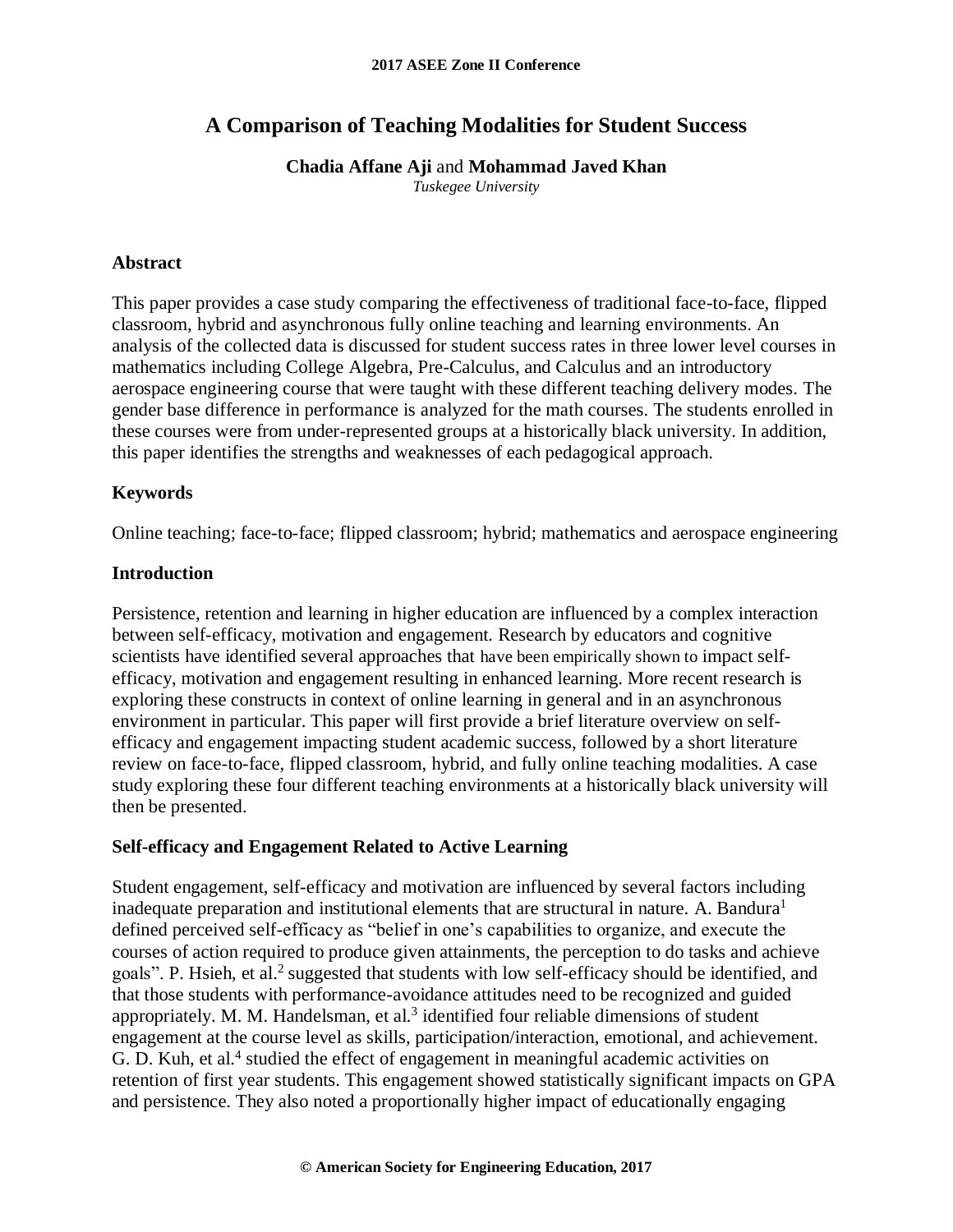# A Comparison of Teaching Modalities for Student Success

**Chadia Affane Aji** and **Mohammad Javed Khan**

*Tuskegee University*

## Abstract

This paper provides a case study comparing the effectiveness of traditional face-to-face, flipped classroom, hybrid and asynchronous fully online teaching and learning environments. An analysis of the collected data is discussed for student success rates in three lower level courses in mathematics including College Algebra, Pre-Calculus, and Calculus and an introductory aerospace engineering course that were taught with these different teaching delivery modes. The gender base difference in performance is analyzed for the math courses. The students enrolled in these courses were from under-represented groups at a historically black university. In addition, this paper identifies the strengths and weaknesses of each pedagogical approach.

## Keywords

Online teaching; face-to-face; flipped classroom; hybrid; mathematics and aerospace engineering

## Introduction

Persistence, retention and learning in higher education are influenced by a complex interaction between self-efficacy, motivation and engagement. Research by educators and cognitive scientists have identified several approaches that have been empirically shown to impact self-efficacy, motivation and engagement resulting in enhanced learning. More recent research is exploring these constructs in context of online learning in general and in an asynchronous environment in particular. This paper will first provide a brief literature overview on self-efficacy and engagement impacting student academic success, followed by a short literature review on face-to-face, flipped classroom, hybrid, and fully online teaching modalities. A case study exploring these four different teaching environments at a historically black university will then be presented.

## Self-efficacy and Engagement Related to Active Learning

Student engagement, self-efficacy and motivation are influenced by several factors including inadequate preparation and institutional elements that are structural in nature. A. Bandura[1] defined perceived self-efficacy as "belief in one's capabilities to organize, and execute the courses of action required to produce given attainments, the perception to do tasks and achieve goals". P. Hsieh, et al.[2] suggested that students with low self-efficacy should be identified, and that those students with performance-avoidance attitudes need to be recognized and guided appropriately. M. M. Handelsman, et al.[3] identified four reliable dimensions of student engagement at the course level as skills, participation/interaction, emotional, and achievement. G. D. Kuh, et al.[4] studied the effect of engagement in meaningful academic activities on retention of first year students. This engagement showed statistically significant impacts on GPA and persistence. They also noted a proportionally higher impact of educationally engaging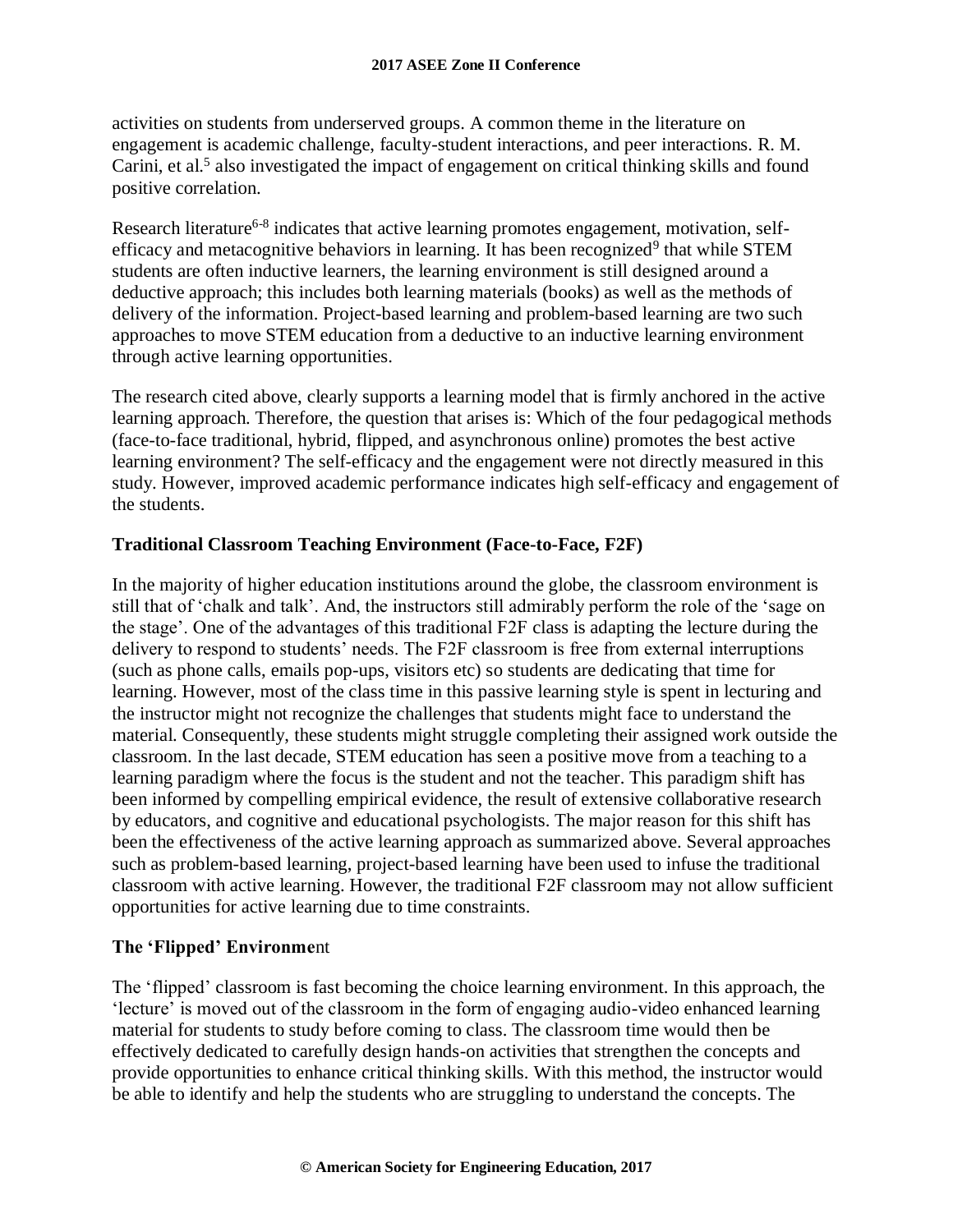activities on students from underserved groups. A common theme in the literature on engagement is academic challenge, faculty-student interactions, and peer interactions. R. M. Carini, et al.[5] also investigated the impact of engagement on critical thinking skills and found positive correlation.

Research literature[6-8] indicates that active learning promotes engagement, motivation, self-efficacy and metacognitive behaviors in learning. It has been recognized[9] that while STEM students are often inductive learners, the learning environment is still designed around a deductive approach; this includes both learning materials (books) as well as the methods of delivery of the information. Project-based learning and problem-based learning are two such approaches to move STEM education from a deductive to an inductive learning environment through active learning opportunities.

The research cited above, clearly supports a learning model that is firmly anchored in the active learning approach. Therefore, the question that arises is: Which of the four pedagogical methods (face-to-face traditional, hybrid, flipped, and asynchronous online) promotes the best active learning environment? The self-efficacy and the engagement were not directly measured in this study. However, improved academic performance indicates high self-efficacy and engagement of the students.

**Traditional Classroom Teaching Environment (Face-to-Face, F2F)**

In the majority of higher education institutions around the globe, the classroom environment is still that of 'chalk and talk'. And, the instructors still admirably perform the role of the 'sage on the stage'. One of the advantages of this traditional F2F class is adapting the lecture during the delivery to respond to students' needs. The F2F classroom is free from external interruptions (such as phone calls, emails pop-ups, visitors etc) so students are dedicating that time for learning. However, most of the class time in this passive learning style is spent in lecturing and the instructor might not recognize the challenges that students might face to understand the material. Consequently, these students might struggle completing their assigned work outside the classroom. In the last decade, STEM education has seen a positive move from a teaching to a learning paradigm where the focus is the student and not the teacher. This paradigm shift has been informed by compelling empirical evidence, the result of extensive collaborative research by educators, and cognitive and educational psychologists. The major reason for this shift has been the effectiveness of the active learning approach as summarized above. Several approaches such as problem-based learning, project-based learning have been used to infuse the traditional classroom with active learning. However, the traditional F2F classroom may not allow sufficient opportunities for active learning due to time constraints.

**The 'Flipped' Environment**

The 'flipped' classroom is fast becoming the choice learning environment. In this approach, the 'lecture' is moved out of the classroom in the form of engaging audio-video enhanced learning material for students to study before coming to class. The classroom time would then be effectively dedicated to carefully design hands-on activities that strengthen the concepts and provide opportunities to enhance critical thinking skills. With this method, the instructor would be able to identify and help the students who are struggling to understand the concepts. The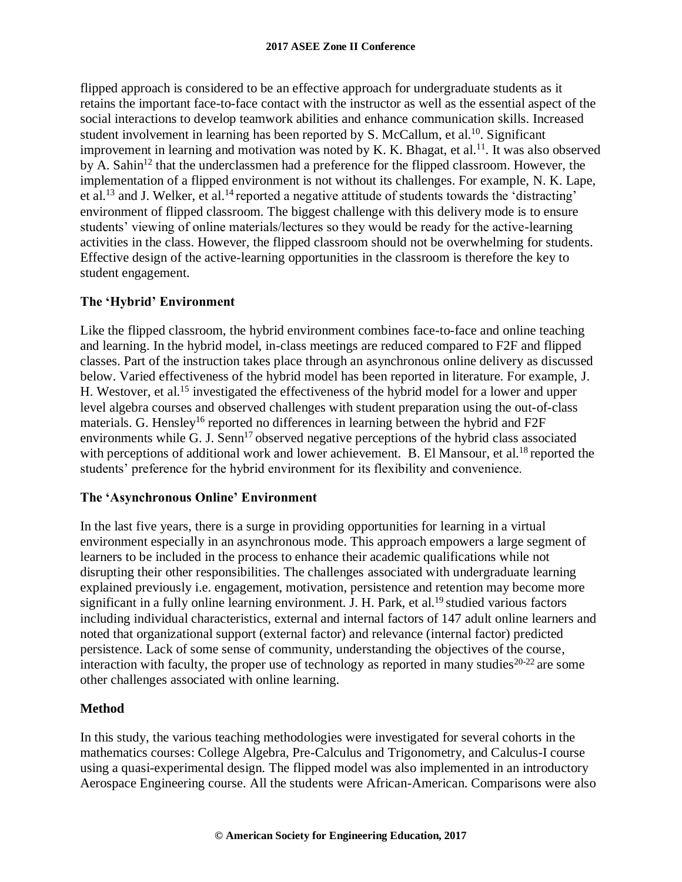flipped approach is considered to be an effective approach for undergraduate students as it retains the important face-to-face contact with the instructor as well as the essential aspect of the social interactions to develop teamwork abilities and enhance communication skills. Increased student involvement in learning has been reported by S. McCallum, et al.[10]. Significant improvement in learning and motivation was noted by K. K. Bhagat, et al.[11]. It was also observed by A. Sahin[12] that the underclassmen had a preference for the flipped classroom. However, the implementation of a flipped environment is not without its challenges. For example, N. K. Lape, et al.[13] and J. Welker, et al.[14] reported a negative attitude of students towards the 'distracting' environment of flipped classroom. The biggest challenge with this delivery mode is to ensure students' viewing of online materials/lectures so they would be ready for the active-learning activities in the class. However, the flipped classroom should not be overwhelming for students. Effective design of the active-learning opportunities in the classroom is therefore the key to student engagement.

### The 'Hybrid' Environment

Like the flipped classroom, the hybrid environment combines face-to-face and online teaching and learning. In the hybrid model, in-class meetings are reduced compared to F2F and flipped classes. Part of the instruction takes place through an asynchronous online delivery as discussed below. Varied effectiveness of the hybrid model has been reported in literature. For example, J. H. Westover, et al.[15] investigated the effectiveness of the hybrid model for a lower and upper level algebra courses and observed challenges with student preparation using the out-of-class materials. G. Hensley[16] reported no differences in learning between the hybrid and F2F environments while G. J. Senn[17] observed negative perceptions of the hybrid class associated with perceptions of additional work and lower achievement. B. El Mansour, et al.[18] reported the students' preference for the hybrid environment for its flexibility and convenience.

### The 'Asynchronous Online' Environment

In the last five years, there is a surge in providing opportunities for learning in a virtual environment especially in an asynchronous mode. This approach empowers a large segment of learners to be included in the process to enhance their academic qualifications while not disrupting their other responsibilities. The challenges associated with undergraduate learning explained previously i.e. engagement, motivation, persistence and retention may become more significant in a fully online learning environment. J. H. Park, et al.[19] studied various factors including individual characteristics, external and internal factors of 147 adult online learners and noted that organizational support (external factor) and relevance (internal factor) predicted persistence. Lack of some sense of community, understanding the objectives of the course, interaction with faculty, the proper use of technology as reported in many studies[20-22] are some other challenges associated with online learning.

### Method

In this study, the various teaching methodologies were investigated for several cohorts in the mathematics courses: College Algebra, Pre-Calculus and Trigonometry, and Calculus-I course using a quasi-experimental design. The flipped model was also implemented in an introductory Aerospace Engineering course. All the students were African-American. Comparisons were also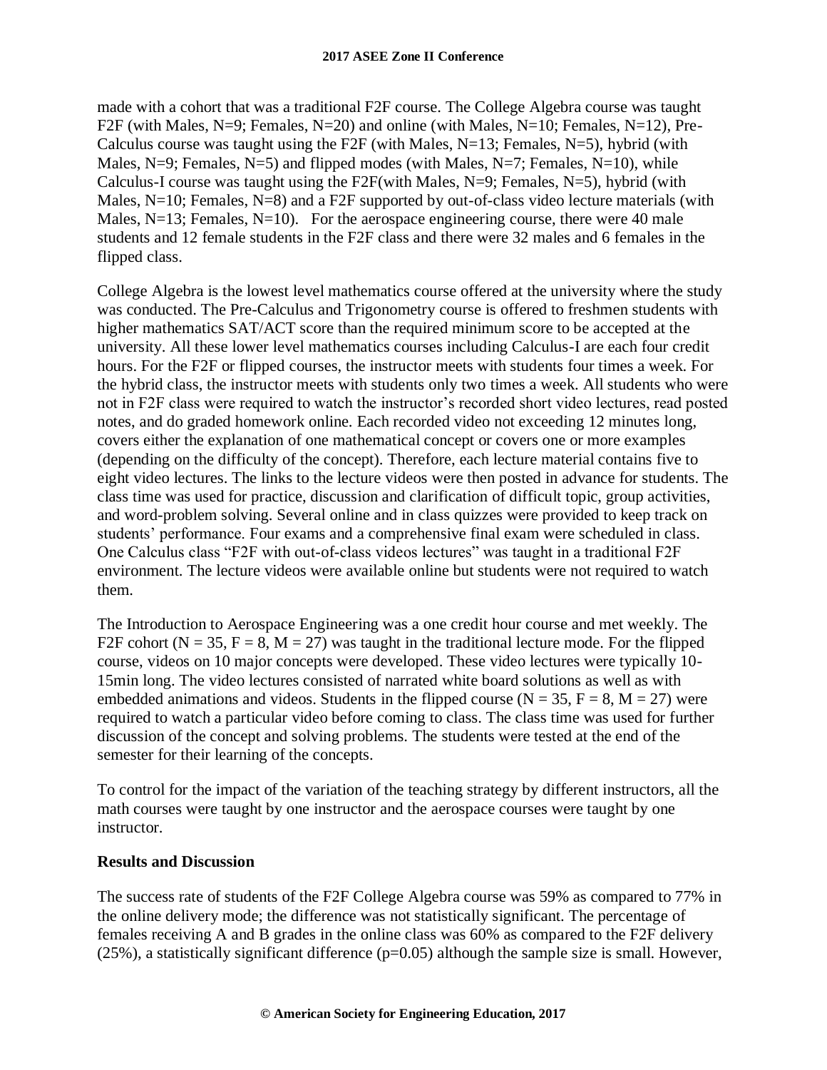made with a cohort that was a traditional F2F course. The College Algebra course was taught F2F (with Males, N=9; Females, N=20) and online (with Males, N=10; Females, N=12), Pre-Calculus course was taught using the F2F (with Males, N=13; Females, N=5), hybrid (with Males, N=9; Females, N=5) and flipped modes (with Males, N=7; Females, N=10), while Calculus-I course was taught using the F2F(with Males, N=9; Females, N=5), hybrid (with Males, N=10; Females, N=8) and a F2F supported by out-of-class video lecture materials (with Males, N=13; Females, N=10). For the aerospace engineering course, there were 40 male students and 12 female students in the F2F class and there were 32 males and 6 females in the flipped class.

College Algebra is the lowest level mathematics course offered at the university where the study was conducted. The Pre-Calculus and Trigonometry course is offered to freshmen students with higher mathematics SAT/ACT score than the required minimum score to be accepted at the university. All these lower level mathematics courses including Calculus-I are each four credit hours. For the F2F or flipped courses, the instructor meets with students four times a week. For the hybrid class, the instructor meets with students only two times a week. All students who were not in F2F class were required to watch the instructor's recorded short video lectures, read posted notes, and do graded homework online. Each recorded video not exceeding 12 minutes long, covers either the explanation of one mathematical concept or covers one or more examples (depending on the difficulty of the concept). Therefore, each lecture material contains five to eight video lectures. The links to the lecture videos were then posted in advance for students. The class time was used for practice, discussion and clarification of difficult topic, group activities, and word-problem solving. Several online and in class quizzes were provided to keep track on students' performance. Four exams and a comprehensive final exam were scheduled in class. One Calculus class "F2F with out-of-class videos lectures" was taught in a traditional F2F environment. The lecture videos were available online but students were not required to watch them.

The Introduction to Aerospace Engineering was a one credit hour course and met weekly. The F2F cohort (N = 35, F = 8, M = 27) was taught in the traditional lecture mode. For the flipped course, videos on 10 major concepts were developed. These video lectures were typically 10-15min long. The video lectures consisted of narrated white board solutions as well as with embedded animations and videos. Students in the flipped course (N = 35, F = 8, M = 27) were required to watch a particular video before coming to class. The class time was used for further discussion of the concept and solving problems. The students were tested at the end of the semester for their learning of the concepts.

To control for the impact of the variation of the teaching strategy by different instructors, all the math courses were taught by one instructor and the aerospace courses were taught by one instructor.

## Results and Discussion

The success rate of students of the F2F College Algebra course was 59% as compared to 77% in the online delivery mode; the difference was not statistically significant. The percentage of females receiving A and B grades in the online class was 60% as compared to the F2F delivery (25%), a statistically significant difference ($p=0.05$) although the sample size is small. However,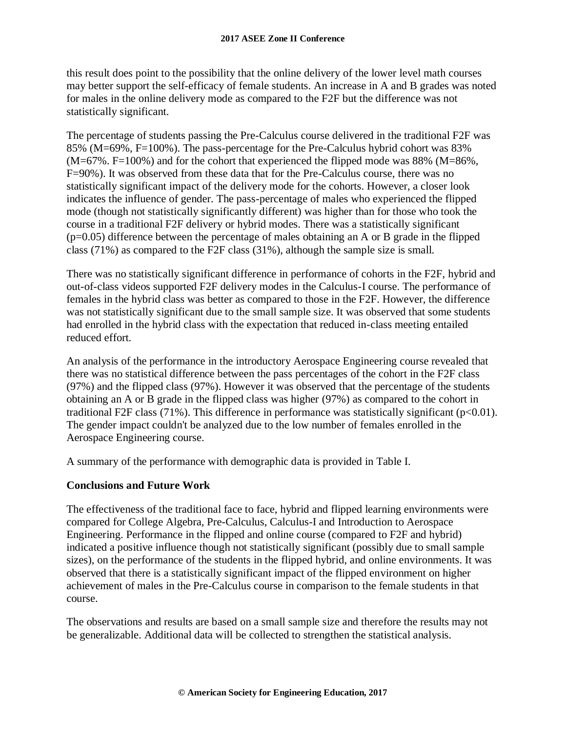this result does point to the possibility that the online delivery of the lower level math courses may better support the self-efficacy of female students. An increase in A and B grades was noted for males in the online delivery mode as compared to the F2F but the difference was not statistically significant.

The percentage of students passing the Pre-Calculus course delivered in the traditional F2F was 85% (M=69%, F=100%). The pass-percentage for the Pre-Calculus hybrid cohort was 83% (M=67%. F=100%) and for the cohort that experienced the flipped mode was 88% (M=86%, F=90%). It was observed from these data that for the Pre-Calculus course, there was no statistically significant impact of the delivery mode for the cohorts. However, a closer look indicates the influence of gender. The pass-percentage of males who experienced the flipped mode (though not statistically significantly different) was higher than for those who took the course in a traditional F2F delivery or hybrid modes. There was a statistically significant ($p=0.05$) difference between the percentage of males obtaining an A or B grade in the flipped class (71%) as compared to the F2F class (31%), although the sample size is small.

There was no statistically significant difference in performance of cohorts in the F2F, hybrid and out-of-class videos supported F2F delivery modes in the Calculus-I course. The performance of females in the hybrid class was better as compared to those in the F2F. However, the difference was not statistically significant due to the small sample size. It was observed that some students had enrolled in the hybrid class with the expectation that reduced in-class meeting entailed reduced effort.

An analysis of the performance in the introductory Aerospace Engineering course revealed that there was no statistical difference between the pass percentages of the cohort in the F2F class (97%) and the flipped class (97%). However it was observed that the percentage of the students obtaining an A or B grade in the flipped class was higher (97%) as compared to the cohort in traditional F2F class (71%). This difference in performance was statistically significant ($p<0.01$). The gender impact couldn't be analyzed due to the low number of females enrolled in the Aerospace Engineering course.

A summary of the performance with demographic data is provided in Table I.

## Conclusions and Future Work

The effectiveness of the traditional face to face, hybrid and flipped learning environments were compared for College Algebra, Pre-Calculus, Calculus-I and Introduction to Aerospace Engineering. Performance in the flipped and online course (compared to F2F and hybrid) indicated a positive influence though not statistically significant (possibly due to small sample sizes), on the performance of the students in the flipped hybrid, and online environments. It was observed that there is a statistically significant impact of the flipped environment on higher achievement of males in the Pre-Calculus course in comparison to the female students in that course.

The observations and results are based on a small sample size and therefore the results may not be generalizable. Additional data will be collected to strengthen the statistical analysis.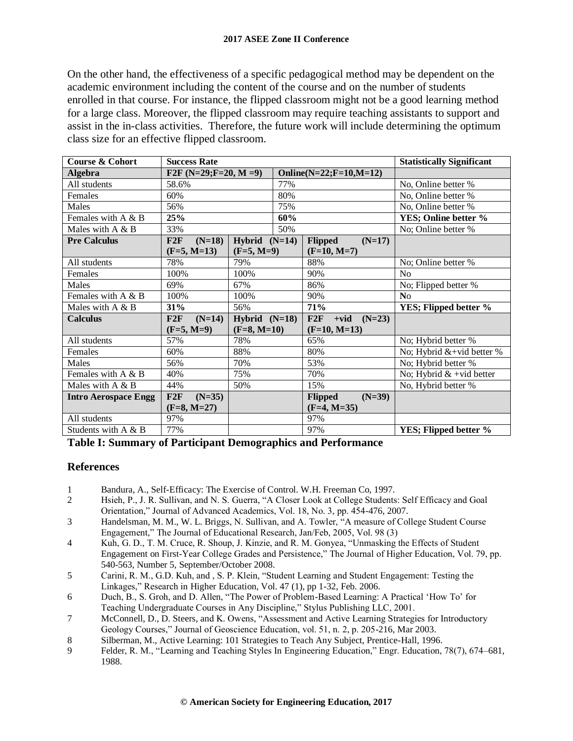On the other hand, the effectiveness of a specific pedagogical method may be dependent on the academic environment including the content of the course and on the number of students enrolled in that course. For instance, the flipped classroom might not be a good learning method for a large class. Moreover, the flipped classroom may require teaching assistants to support and assist in the in-class activities. Therefore, the future work will include determining the optimum class size for an effective flipped classroom.

| Course & Cohort | Success Rate | | | Statistically Significant |
|---|---|---|---|---|
| **Algebra** | **F2F (N=29;F=20, M =9)** | | **Online(N=22;F=10,M=12)** | |
| All students | 58.6% | | 77% | No, Online better % |
| Females | 60% | | 80% | No, Online better % |
| Males | 56% | | 75% | No, Online better % |
| Females with A & B | **25%** | | **60%** | **YES; Online better %** |
| Males with A & B | 33% | | 50% | No; Online better % |
| **Pre Calculus** | **F2F (N=18) (F=5, M=13)** | **Hybrid (N=14) (F=5, M=9)** | **Flipped (N=17) (F=10, M=7)** | |
| All students | 78% | 79% | 88% | No; Online better % |
| Females | 100% | 100% | 90% | No |
| Males | 69% | 67% | 86% | No; Flipped better % |
| Females with A & B | 100% | 100% | 90% | **No** |
| Males with A & B | **31%** | 56% | **71%** | **YES; Flipped better %** |
| **Calculus** | **F2F (N=14) (F=5, M=9)** | **Hybrid (N=18) (F=8, M=10)** | **F2F +vid (N=23) (F=10, M=13)** | |
| All students | 57% | 78% | 65% | No; Hybrid better % |
| Females | 60% | 88% | 80% | No; Hybrid &+vid better % |
| Males | 56% | 70% | 53% | No; Hybrid better % |
| Females with A & B | 40% | 75% | 70% | No; Hybrid & +vid better |
| Males with A & B | 44% | 50% | 15% | No, Hybrid better % |
| **Intro Aerospace Engg** | **F2F (N=35) (F=8, M=27)** | | **Flipped (N=39) (F=4, M=35)** | |
| All students | 97% | | 97% | |
| Students with A & B | 77% | | 97% | **YES; Flipped better %** |

**Table I: Summary of Participant Demographics and Performance**

## References

1. Bandura, A., Self-Efficacy: The Exercise of Control. W.H. Freeman Co, 1997.
2. Hsieh, P., J. R. Sullivan, and N. S. Guerra, "A Closer Look at College Students: Self Efficacy and Goal Orientation," Journal of Advanced Academics, Vol. 18, No. 3, pp. 454-476, 2007.
3. Handelsman, M. M., W. L. Briggs, N. Sullivan, and A. Towler, "A measure of College Student Course Engagement," The Journal of Educational Research, Jan/Feb, 2005, Vol. 98 (3)
4. Kuh, G. D., T. M. Cruce, R. Shoup, J. Kinzie, and R. M. Gonyea, "Unmasking the Effects of Student Engagement on First-Year College Grades and Persistence," The Journal of Higher Education, Vol. 79, pp. 540-563, Number 5, September/October 2008.
5. Carini, R. M., G.D. Kuh, and , S. P. Klein, "Student Learning and Student Engagement: Testing the Linkages," Research in Higher Education, Vol. 47 (1), pp 1-32, Feb. 2006.
6. Duch, B., S. Groh, and D. Allen, "The Power of Problem-Based Learning: A Practical 'How To' for Teaching Undergraduate Courses in Any Discipline," Stylus Publishing LLC, 2001.
7. McConnell, D., D. Steers, and K. Owens, "Assessment and Active Learning Strategies for Introductory Geology Courses," Journal of Geoscience Education, vol. 51, n. 2, p. 205-216, Mar 2003.
8. Silberman, M., Active Learning: 101 Strategies to Teach Any Subject, Prentice-Hall, 1996.
9. Felder, R. M., "Learning and Teaching Styles In Engineering Education," Engr. Education, 78(7), 674–681, 1988.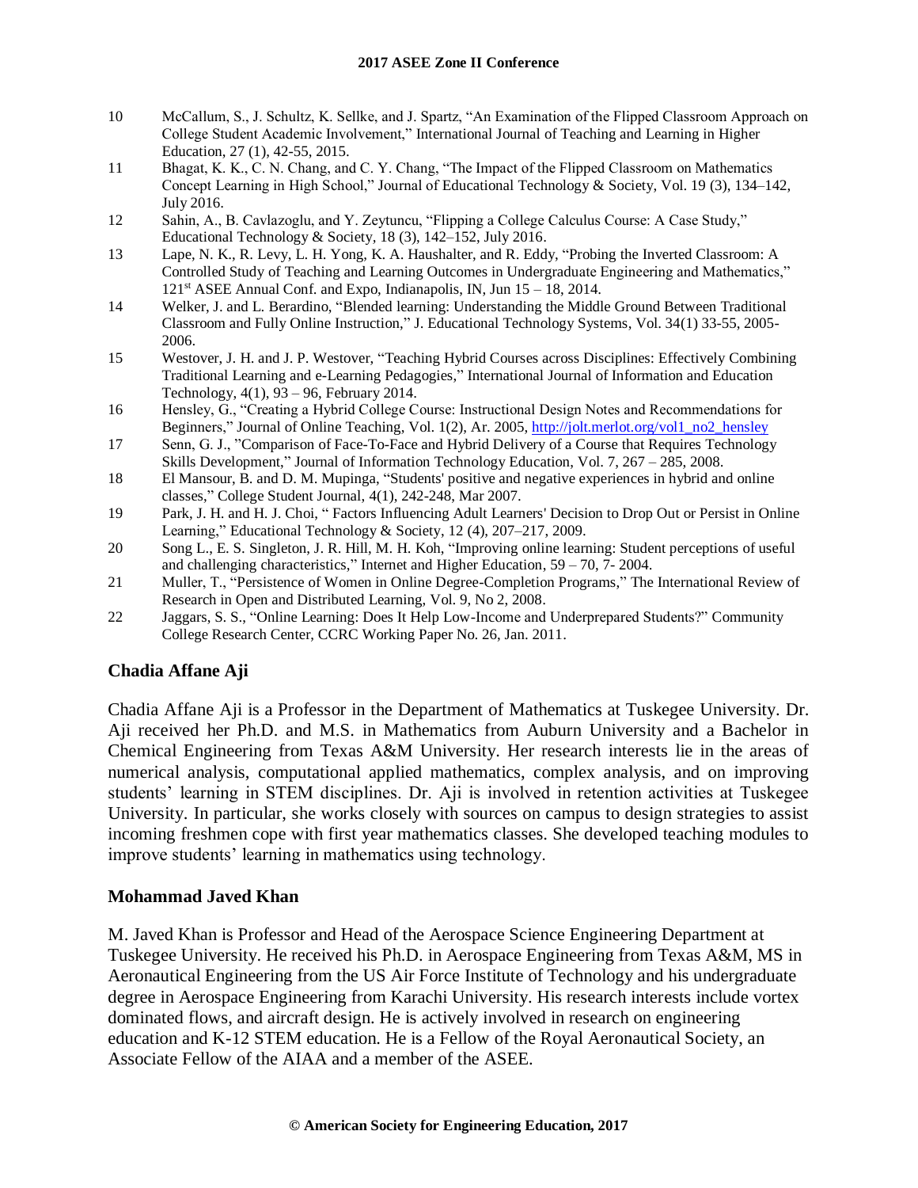10 McCallum, S., J. Schultz, K. Sellke, and J. Spartz, "An Examination of the Flipped Classroom Approach on College Student Academic Involvement," International Journal of Teaching and Learning in Higher Education, 27 (1), 42-55, 2015.

11 Bhagat, K. K., C. N. Chang, and C. Y. Chang, "The Impact of the Flipped Classroom on Mathematics Concept Learning in High School," Journal of Educational Technology & Society, Vol. 19 (3), 134–142, July 2016.

12 Sahin, A., B. Cavlazoglu, and Y. Zeytuncu, "Flipping a College Calculus Course: A Case Study," Educational Technology & Society, 18 (3), 142–152, July 2016.

13 Lape, N. K., R. Levy, L. H. Yong, K. A. Haushalter, and R. Eddy, "Probing the Inverted Classroom: A Controlled Study of Teaching and Learning Outcomes in Undergraduate Engineering and Mathematics," 121st ASEE Annual Conf. and Expo, Indianapolis, IN, Jun 15 – 18, 2014.

14 Welker, J. and L. Berardino, "Blended learning: Understanding the Middle Ground Between Traditional Classroom and Fully Online Instruction," J. Educational Technology Systems, Vol. 34(1) 33-55, 2005-2006.

15 Westover, J. H. and J. P. Westover, "Teaching Hybrid Courses across Disciplines: Effectively Combining Traditional Learning and e-Learning Pedagogies," International Journal of Information and Education Technology, 4(1), 93 – 96, February 2014.

16 Hensley, G., "Creating a Hybrid College Course: Instructional Design Notes and Recommendations for Beginners," Journal of Online Teaching, Vol. 1(2), Ar. 2005, http://jolt.merlot.org/vol1_no2_hensley

17 Senn, G. J., "Comparison of Face-To-Face and Hybrid Delivery of a Course that Requires Technology Skills Development," Journal of Information Technology Education, Vol. 7, 267 – 285, 2008.

18 El Mansour, B. and D. M. Mupinga, "Students' positive and negative experiences in hybrid and online classes," College Student Journal, 4(1), 242-248, Mar 2007.

19 Park, J. H. and H. J. Choi, " Factors Influencing Adult Learners' Decision to Drop Out or Persist in Online Learning," Educational Technology & Society, 12 (4), 207–217, 2009.

20 Song L., E. S. Singleton, J. R. Hill, M. H. Koh, "Improving online learning: Student perceptions of useful and challenging characteristics," Internet and Higher Education, 59 – 70, 7- 2004.

21 Muller, T., "Persistence of Women in Online Degree-Completion Programs," The International Review of Research in Open and Distributed Learning, Vol. 9, No 2, 2008.

22 Jaggars, S. S., "Online Learning: Does It Help Low-Income and Underprepared Students?" Community College Research Center, CCRC Working Paper No. 26, Jan. 2011.

## Chadia Affane Aji

Chadia Affane Aji is a Professor in the Department of Mathematics at Tuskegee University. Dr. Aji received her Ph.D. and M.S. in Mathematics from Auburn University and a Bachelor in Chemical Engineering from Texas A&M University. Her research interests lie in the areas of numerical analysis, computational applied mathematics, complex analysis, and on improving students' learning in STEM disciplines. Dr. Aji is involved in retention activities at Tuskegee University. In particular, she works closely with sources on campus to design strategies to assist incoming freshmen cope with first year mathematics classes. She developed teaching modules to improve students' learning in mathematics using technology.

## Mohammad Javed Khan

M. Javed Khan is Professor and Head of the Aerospace Science Engineering Department at Tuskegee University. He received his Ph.D. in Aerospace Engineering from Texas A&M, MS in Aeronautical Engineering from the US Air Force Institute of Technology and his undergraduate degree in Aerospace Engineering from Karachi University. His research interests include vortex dominated flows, and aircraft design. He is actively involved in research on engineering education and K-12 STEM education. He is a Fellow of the Royal Aeronautical Society, an Associate Fellow of the AIAA and a member of the ASEE.